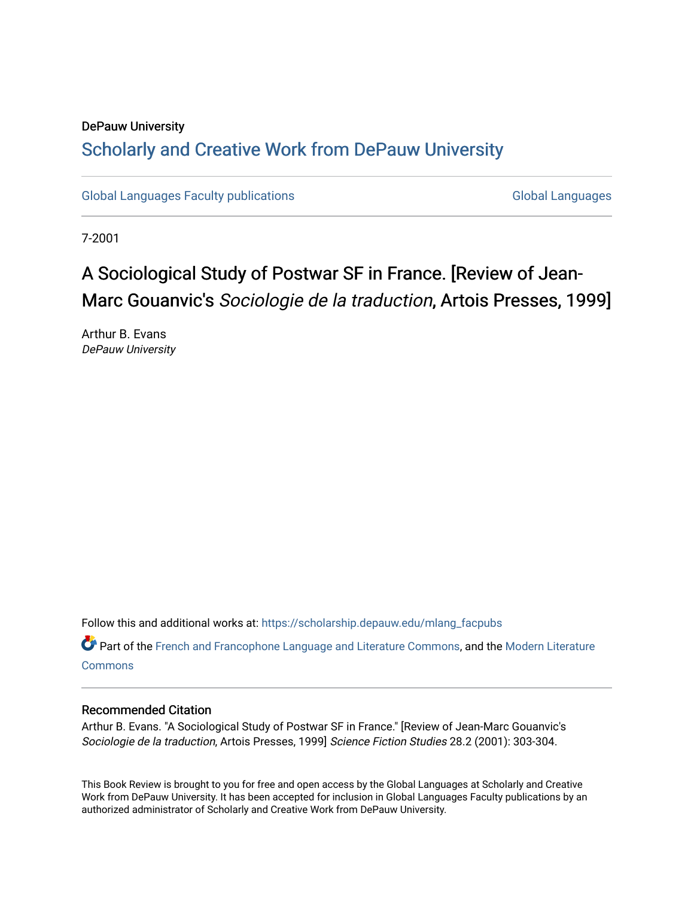DePauw University

# Scholarly and Creative Work from DePauw University

Global Languages Faculty publications | Global Languages

7-2001

## A Sociological Study of Postwar SF in France. [Review of Jean-Marc Gouanvic's *Sociologie de la traduction*, Artois Presses, 1999]

Arthur B. Evans
*DePauw University*

Follow this and additional works at: https://scholarship.depauw.edu/mlang_facpubs

Part of the French and Francophone Language and Literature Commons, and the Modern Literature Commons

### Recommended Citation

Arthur B. Evans. "A Sociological Study of Postwar SF in France." [Review of Jean-Marc Gouanvic's *Sociologie de la traduction*, Artois Presses, 1999] *Science Fiction Studies* 28.2 (2001): 303-304.

This Book Review is brought to you for free and open access by the Global Languages at Scholarly and Creative Work from DePauw University. It has been accepted for inclusion in Global Languages Faculty publications by an authorized administrator of Scholarly and Creative Work from DePauw University.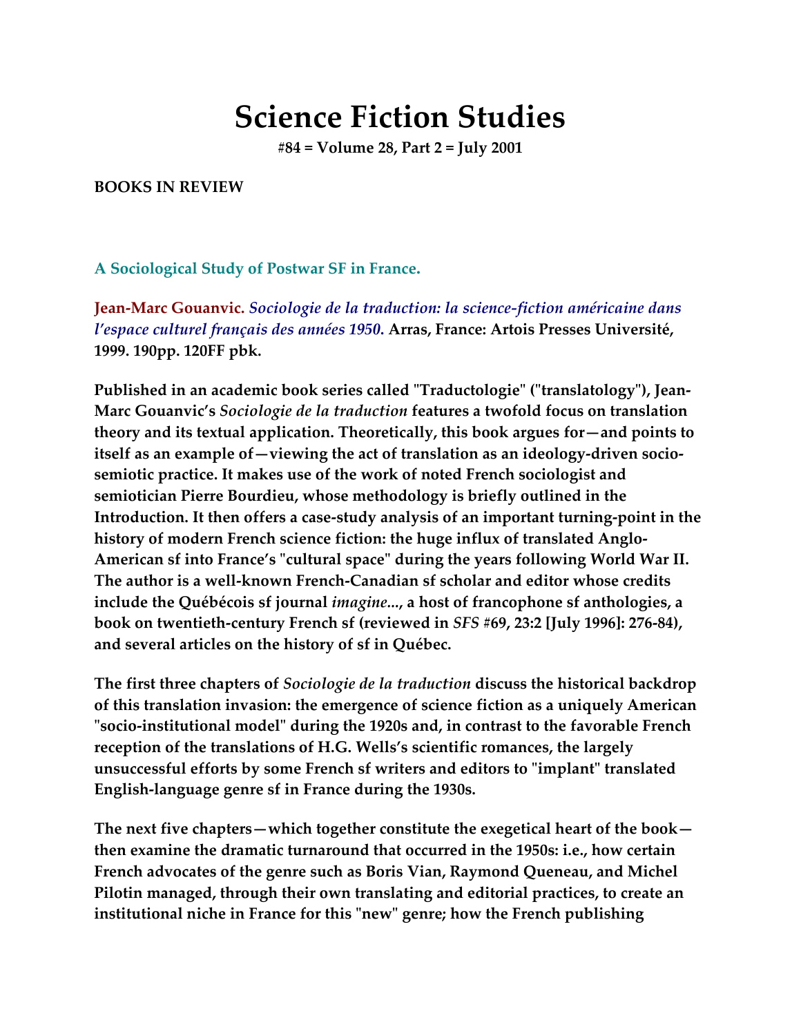# Science Fiction Studies

**#84 = Volume 28, Part 2 = July 2001**

**BOOKS IN REVIEW**

**A Sociological Study of Postwar SF in France.**

**Jean-Marc Gouanvic. *Sociologie de la traduction: la science-fiction américaine dans l'espace culturel français des années 1950.* Arras, France: Artois Presses Université, 1999. 190pp. 120FF pbk.**

**Published in an academic book series called "Traductologie" ("translatology"), Jean-Marc Gouanvic's *Sociologie de la traduction* features a twofold focus on translation theory and its textual application. Theoretically, this book argues for—and points to itself as an example of—viewing the act of translation as an ideology-driven socio-semiotic practice. It makes use of the work of noted French sociologist and semiotician Pierre Bourdieu, whose methodology is briefly outlined in the Introduction. It then offers a case-study analysis of an important turning-point in the history of modern French science fiction: the huge influx of translated Anglo-American sf into France's "cultural space" during the years following World War II. The author is a well-known French-Canadian sf scholar and editor whose credits include the Québécois sf journal *imagine...*, a host of francophone sf anthologies, a book on twentieth-century French sf (reviewed in *SFS* #69, 23:2 [July 1996]: 276-84), and several articles on the history of sf in Québec.**

**The first three chapters of *Sociologie de la traduction* discuss the historical backdrop of this translation invasion: the emergence of science fiction as a uniquely American "socio-institutional model" during the 1920s and, in contrast to the favorable French reception of the translations of H.G. Wells's scientific romances, the largely unsuccessful efforts by some French sf writers and editors to "implant" translated English-language genre sf in France during the 1930s.**

**The next five chapters—which together constitute the exegetical heart of the book—then examine the dramatic turnaround that occurred in the 1950s: i.e., how certain French advocates of the genre such as Boris Vian, Raymond Queneau, and Michel Pilotin managed, through their own translating and editorial practices, to create an institutional niche in France for this "new" genre; how the French publishing**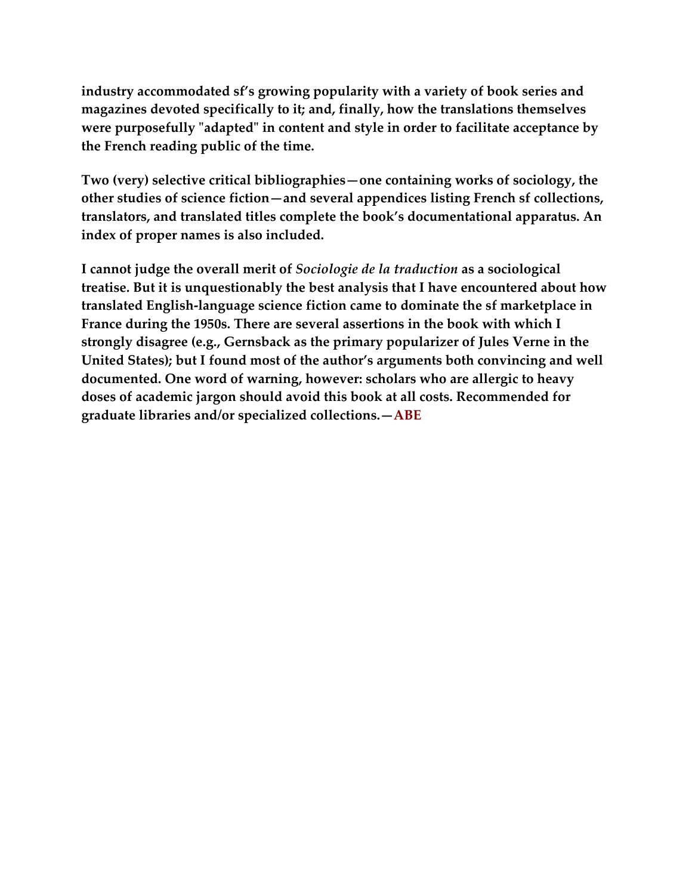**industry accommodated sf's growing popularity with a variety of book series and magazines devoted specifically to it; and, finally, how the translations themselves were purposefully "adapted" in content and style in order to facilitate acceptance by the French reading public of the time.**

**Two (very) selective critical bibliographies—one containing works of sociology, the other studies of science fiction—and several appendices listing French sf collections, translators, and translated titles complete the book's documentational apparatus. An index of proper names is also included.**

**I cannot judge the overall merit of *Sociologie de la traduction* as a sociological treatise. But it is unquestionably the best analysis that I have encountered about how translated English-language science fiction came to dominate the sf marketplace in France during the 1950s. There are several assertions in the book with which I strongly disagree (e.g., Gernsback as the primary popularizer of Jules Verne in the United States); but I found most of the author's arguments both convincing and well documented. One word of warning, however: scholars who are allergic to heavy doses of academic jargon should avoid this book at all costs. Recommended for graduate libraries and/or specialized collections.—ABE**